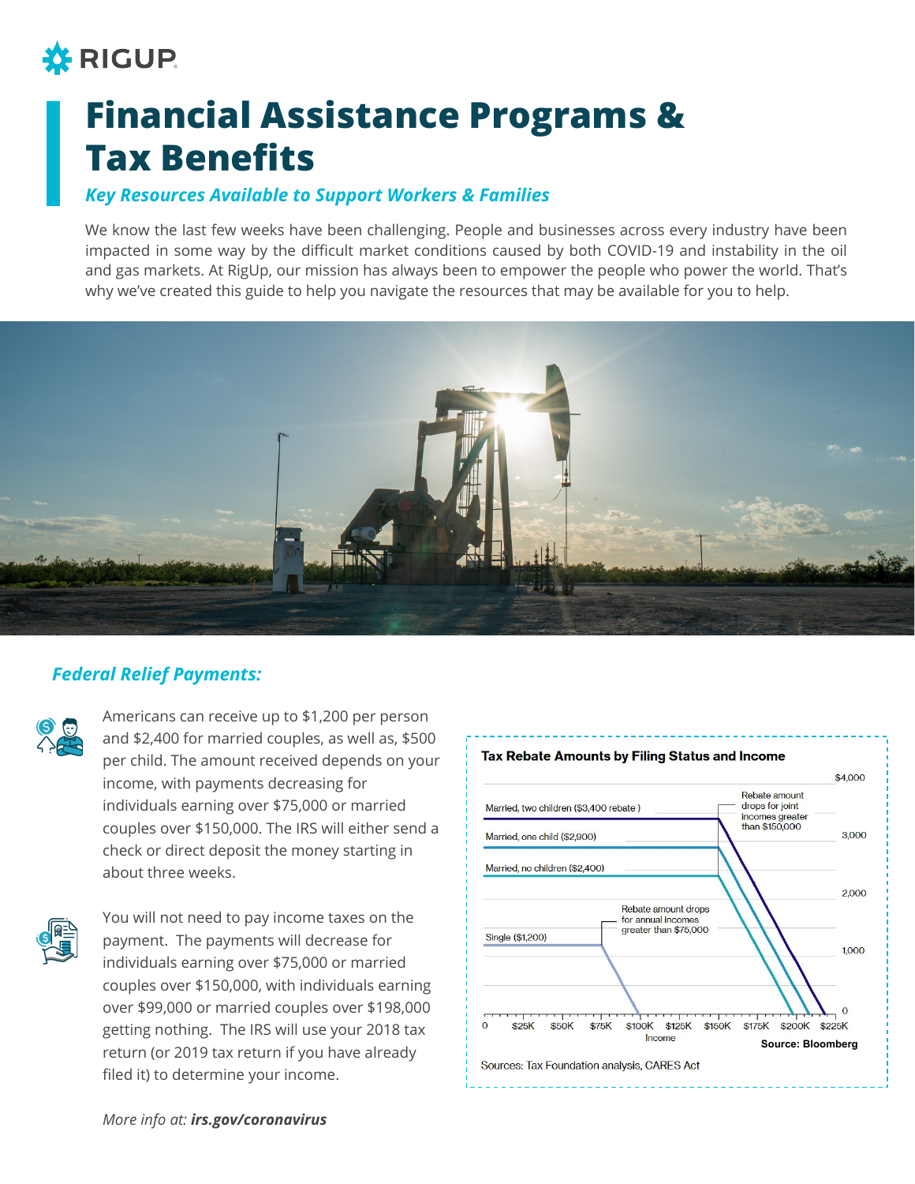RIGUP

# Financial Assistance Programs & Tax Benefits

***Key Resources Available to Support Workers & Families***

We know the last few weeks have been challenging. People and businesses across every industry have been impacted in some way by the difficult market conditions caused by both COVID-19 and instability in the oil and gas markets. At RigUp, our mission has always been to empower the people who power the world. That's why we've created this guide to help you navigate the resources that may be available for you to help.

## *Federal Relief Payments:*

Americans can receive up to $1,200 per person and $2,400 for married couples, as well as, $500 per child. The amount received depends on your income, with payments decreasing for individuals earning over $75,000 or married couples over $150,000. The IRS will either send a check or direct deposit the money starting in about three weeks.

You will not need to pay income taxes on the payment. The payments will decrease for individuals earning over $75,000 or married couples over $150,000, with individuals earning over $99,000 or married couples over $198,000 getting nothing. The IRS will use your 2018 tax return (or 2019 tax return if you have already filed it) to determine your income.

**Tax Rebate Amounts by Filing Status and Income**

- Married, two children ($3,400 rebate)
- Married, one child ($2,900)
- Married, no children ($2,400)
- Single ($1,200)

Rebate amount drops for joint incomes greater than $150,000

Rebate amount drops for annual incomes greater than $75,000

Income: 0, $25K, $50K, $75K, $100K, $125K, $150K, $175K, $200K, $225K

$4,000; 3,000; 2,000; 1,000; 0

**Source: Bloomberg**

Sources: Tax Foundation analysis, CARES Act

*More info at:* ***irs.gov/coronavirus***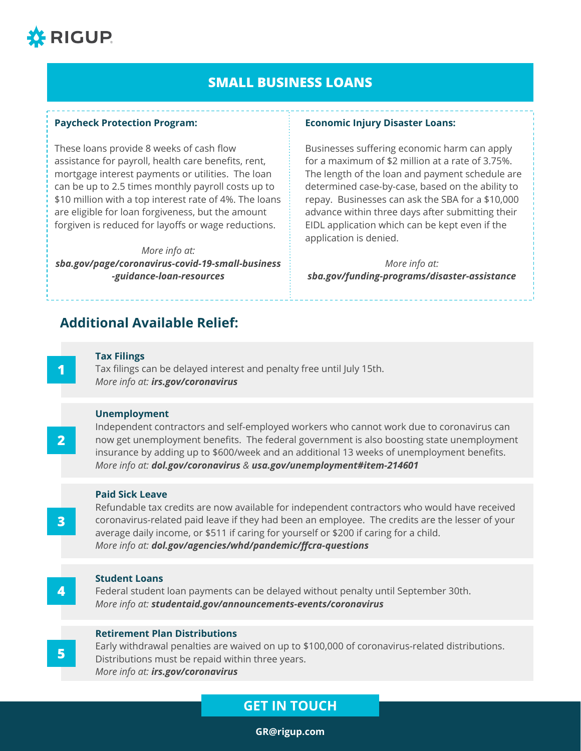RIGUP

## SMALL BUSINESS LOANS

**Paycheck Protection Program:**

These loans provide 8 weeks of cash flow assistance for payroll, health care benefits, rent, mortgage interest payments or utilities. The loan can be up to 2.5 times monthly payroll costs up to $10 million with a top interest rate of 4%. The loans are eligible for loan forgiveness, but the amount forgiven is reduced for layoffs or wage reductions.

*More info at:*
***sba.gov/page/coronavirus-covid-19-small-business-guidance-loan-resources***

**Economic Injury Disaster Loans:**

Businesses suffering economic harm can apply for a maximum of $2 million at a rate of 3.75%. The length of the loan and payment schedule are determined case-by-case, based on the ability to repay. Businesses can ask the SBA for a $10,000 advance within three days after submitting their EIDL application which can be kept even if the application is denied.

*More info at:*
***sba.gov/funding-programs/disaster-assistance***

## Additional Available Relief:

**1**

**Tax Filings**
Tax filings can be delayed interest and penalty free until July 15th.
*More info at:* ***irs.gov/coronavirus***

**2**

**Unemployment**
Independent contractors and self-employed workers who cannot work due to coronavirus can now get unemployment benefits. The federal government is also boosting state unemployment insurance by adding up to $600/week and an additional 13 weeks of unemployment benefits.
*More info at:* ***dol.gov/coronavirus*** *&* ***usa.gov/unemployment#item-214601***

**3**

**Paid Sick Leave**
Refundable tax credits are now available for independent contractors who would have received coronavirus-related paid leave if they had been an employee. The credits are the lesser of your average daily income, or $511 if caring for yourself or $200 if caring for a child.
*More info at:* ***dol.gov/agencies/whd/pandemic/ffcra-questions***

**4**

**Student Loans**
Federal student loan payments can be delayed without penalty until September 30th.
*More info at:* ***studentaid.gov/announcements-events/coronavirus***

**5**

**Retirement Plan Distributions**
Early withdrawal penalties are waived on up to $100,000 of coronavirus-related distributions. Distributions must be repaid within three years.
*More info at:* ***irs.gov/coronavirus***

## GET IN TOUCH

**GR@rigup.com**